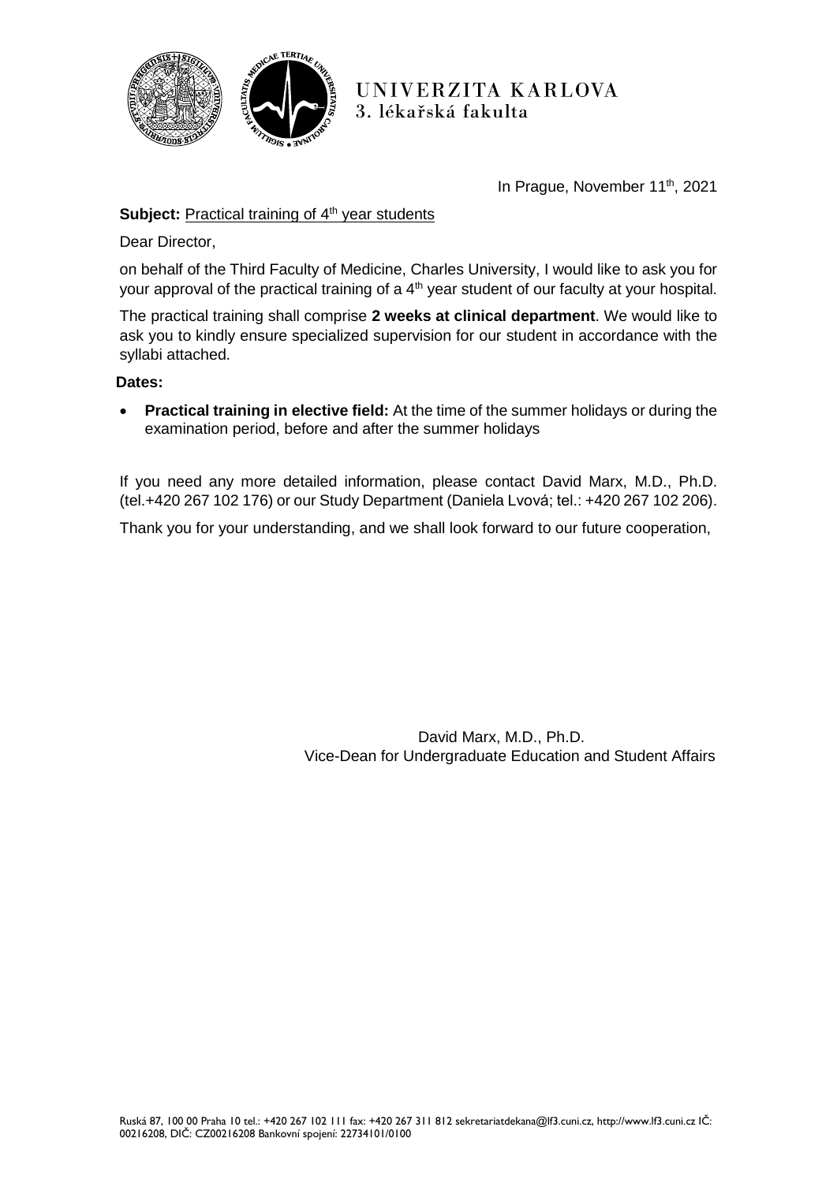UNIVERZITA KARLOVA
3. lékařská fakulta

In Prague, November 11th, 2021

**Subject:** Practical training of 4th year students

Dear Director,

on behalf of the Third Faculty of Medicine, Charles University, I would like to ask you for your approval of the practical training of a 4th year student of our faculty at your hospital.

The practical training shall comprise **2 weeks at clinical department**. We would like to ask you to kindly ensure specialized supervision for our student in accordance with the syllabi attached.

**Dates:**

- **Practical training in elective field:** At the time of the summer holidays or during the examination period, before and after the summer holidays

If you need any more detailed information, please contact David Marx, M.D., Ph.D. (tel.+420 267 102 176) or our Study Department (Daniela Lvová; tel.: +420 267 102 206).

Thank you for your understanding, and we shall look forward to our future cooperation,

David Marx, M.D., Ph.D.
Vice-Dean for Undergraduate Education and Student Affairs

Ruská 87, 100 00 Praha 10 tel.: +420 267 102 111 fax: +420 267 311 812 sekretariatdekana@lf3.cuni.cz, http://www.lf3.cuni.cz IČ: 00216208, DIČ: CZ00216208 Bankovní spojení: 22734101/0100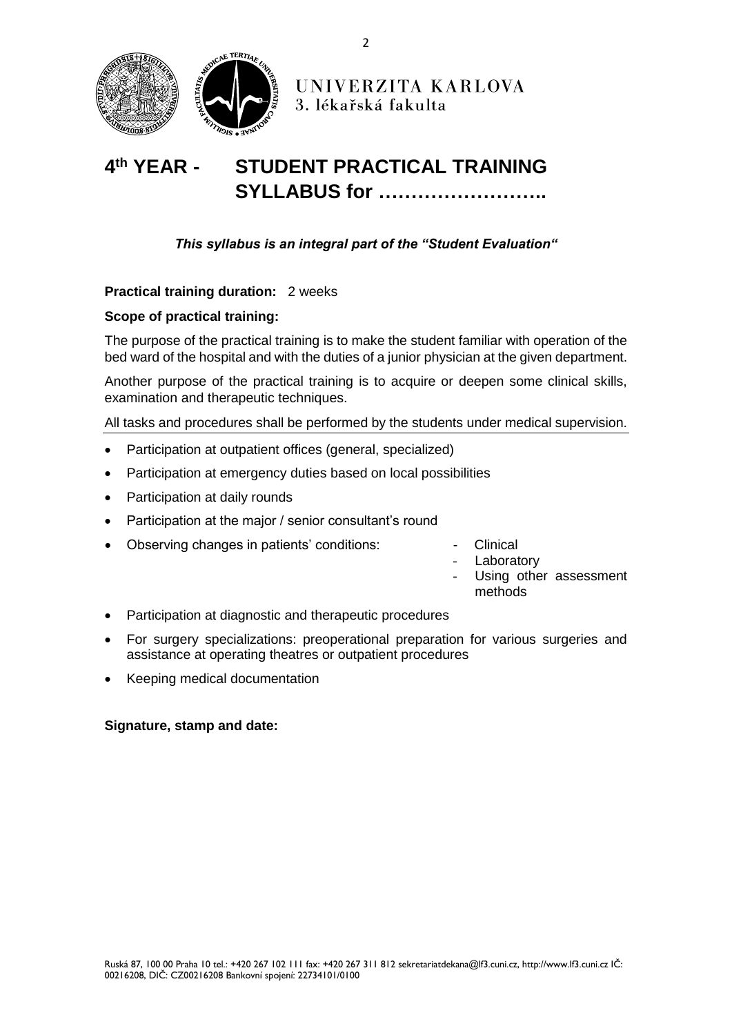UNIVERZITA KARLOVA
3. lékařská fakulta

# 4th YEAR - STUDENT PRACTICAL TRAINING SYLLABUS for ……………………..

***This syllabus is an integral part of the "Student Evaluation"***

**Practical training duration:** 2 weeks

**Scope of practical training:**

The purpose of the practical training is to make the student familiar with operation of the bed ward of the hospital and with the duties of a junior physician at the given department.

Another purpose of the practical training is to acquire or deepen some clinical skills, examination and therapeutic techniques.

All tasks and procedures shall be performed by the students under medical supervision.

- Participation at outpatient offices (general, specialized)
- Participation at emergency duties based on local possibilities
- Participation at daily rounds
- Participation at the major / senior consultant's round
- Observing changes in patients' conditions:
  - Clinical
  - Laboratory
  - Using other assessment methods
- Participation at diagnostic and therapeutic procedures
- For surgery specializations: preoperational preparation for various surgeries and assistance at operating theatres or outpatient procedures
- Keeping medical documentation

**Signature, stamp and date:**

Ruská 87, 100 00 Praha 10 tel.: +420 267 102 111 fax: +420 267 311 812 sekretariatdekana@lf3.cuni.cz, http://www.lf3.cuni.cz IČ: 00216208, DIČ: CZ00216208 Bankovní spojení: 22734101/0100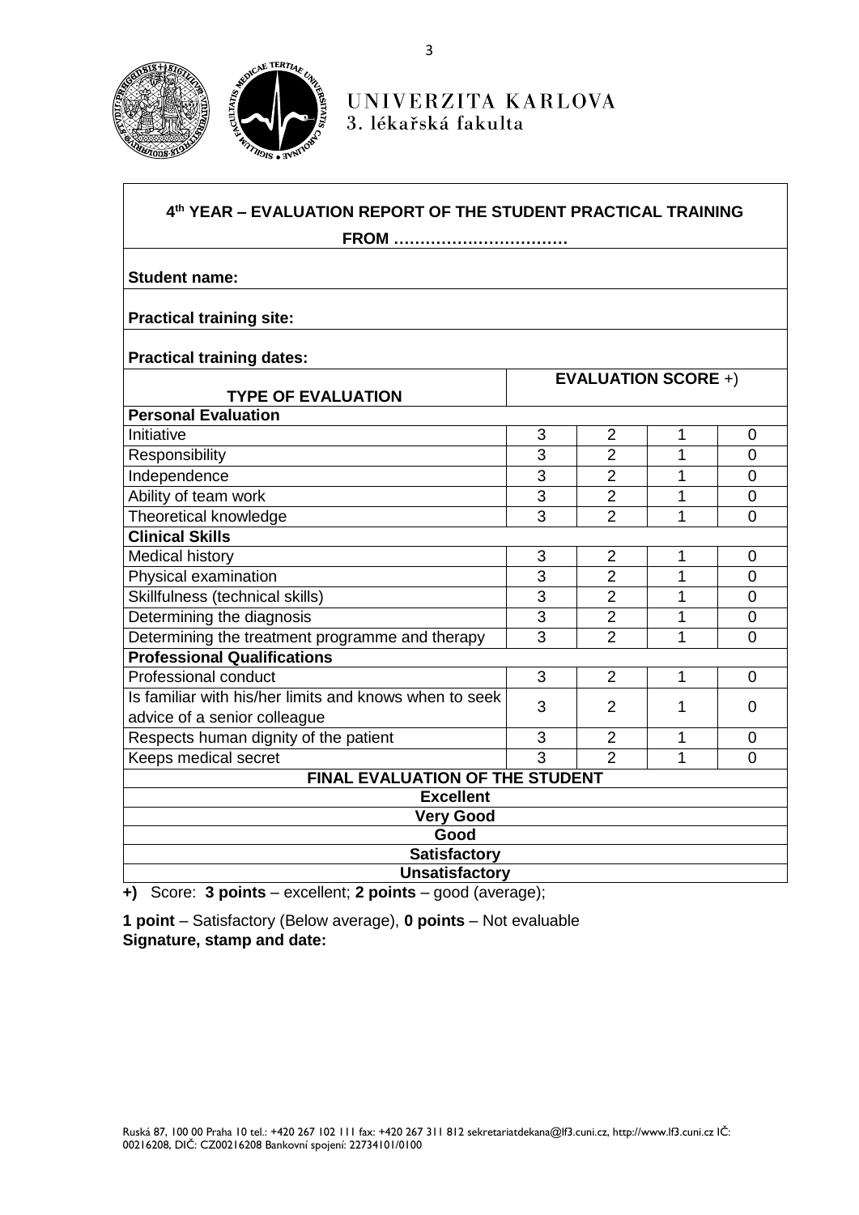UNIVERZITA KARLOVA
3. lékařská fakulta

## 4th YEAR – EVALUATION REPORT OF THE STUDENT PRACTICAL TRAINING FROM ……………………………

**Student name:**

**Practical training site:**

**Practical training dates:**

| **TYPE OF EVALUATION** | **EVALUATION SCORE** +) | | | |
|---|---|---|---|---|
| **Personal Evaluation** | | | | |
| Initiative | 3 | 2 | 1 | 0 |
| Responsibility | 3 | 2 | 1 | 0 |
| Independence | 3 | 2 | 1 | 0 |
| Ability of team work | 3 | 2 | 1 | 0 |
| Theoretical knowledge | 3 | 2 | 1 | 0 |
| **Clinical Skills** | | | | |
| Medical history | 3 | 2 | 1 | 0 |
| Physical examination | 3 | 2 | 1 | 0 |
| Skillfulness (technical skills) | 3 | 2 | 1 | 0 |
| Determining the diagnosis | 3 | 2 | 1 | 0 |
| Determining the treatment programme and therapy | 3 | 2 | 1 | 0 |
| **Professional Qualifications** | | | | |
| Professional conduct | 3 | 2 | 1 | 0 |
| Is familiar with his/her limits and knows when to seek advice of a senior colleague | 3 | 2 | 1 | 0 |
| Respects human dignity of the patient | 3 | 2 | 1 | 0 |
| Keeps medical secret | 3 | 2 | 1 | 0 |
| **FINAL EVALUATION OF THE STUDENT** | | | | |
| **Excellent** | | | | |
| **Very Good** | | | | |
| **Good** | | | | |
| **Satisfactory** | | | | |
| **Unsatisfactory** | | | | |

**+)** Score: **3 points** – excellent; **2 points** – good (average);

**1 point** – Satisfactory (Below average), **0 points** – Not evaluable

**Signature, stamp and date:**

Ruská 87, 100 00 Praha 10 tel.: +420 267 102 111 fax: +420 267 311 812 sekretariatdekana@lf3.cuni.cz, http://www.lf3.cuni.cz IČ: 00216208, DIČ: CZ00216208 Bankovní spojení: 22734101/0100